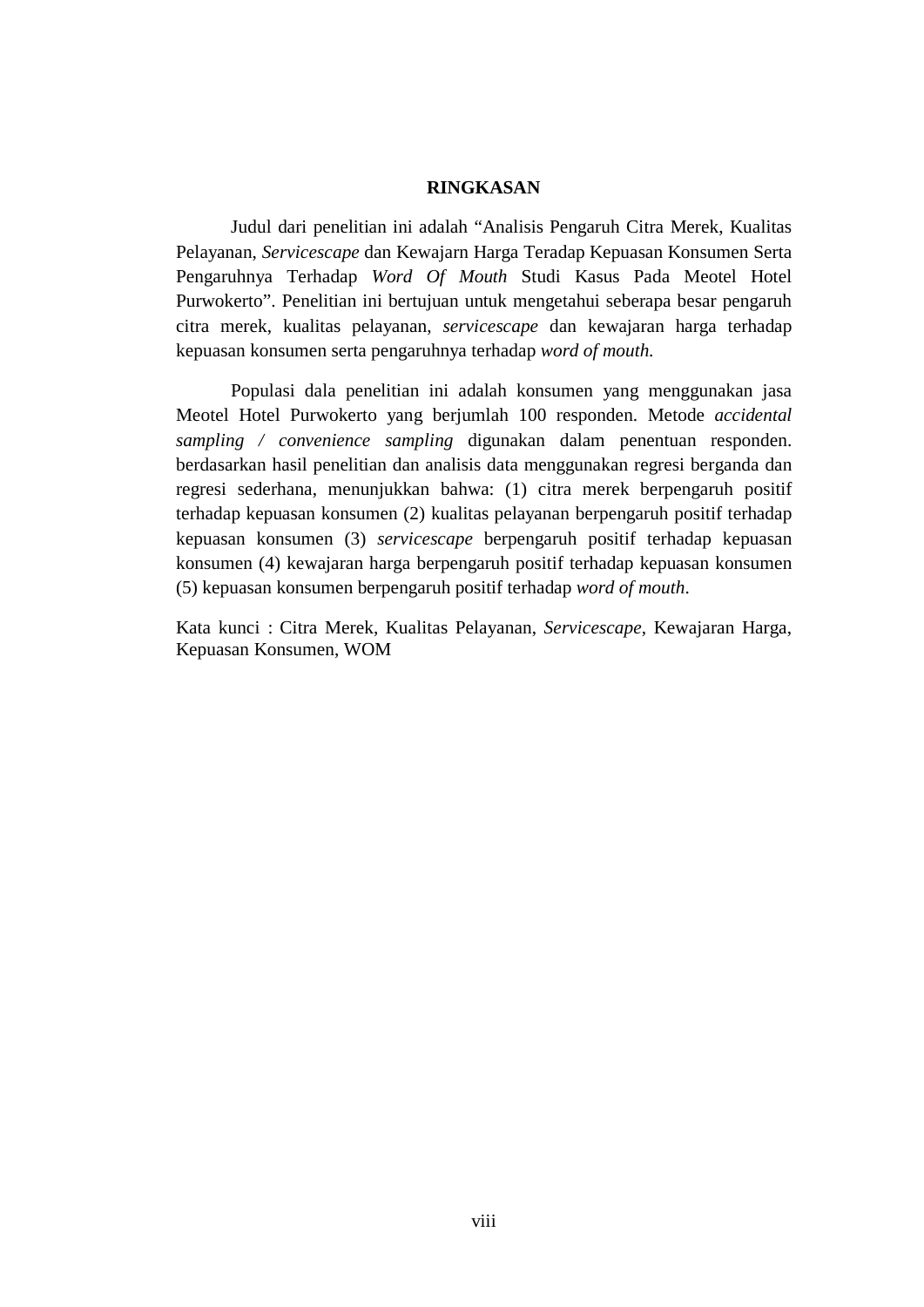# RINGKASAN

Judul dari penelitian ini adalah "Analisis Pengaruh Citra Merek, Kualitas Pelayanan, *Servicescape* dan Kewajarn Harga Teradap Kepuasan Konsumen Serta Pengaruhnya Terhadap *Word Of Mouth* Studi Kasus Pada Meotel Hotel Purwokerto". Penelitian ini bertujuan untuk mengetahui seberapa besar pengaruh citra merek, kualitas pelayanan, *servicescape* dan kewajaran harga terhadap kepuasan konsumen serta pengaruhnya terhadap *word of mouth.*

Populasi dala penelitian ini adalah konsumen yang menggunakan jasa Meotel Hotel Purwokerto yang berjumlah 100 responden. Metode *accidental sampling / convenience sampling* digunakan dalam penentuan responden. berdasarkan hasil penelitian dan analisis data menggunakan regresi berganda dan regresi sederhana, menunjukkan bahwa: (1) citra merek berpengaruh positif terhadap kepuasan konsumen (2) kualitas pelayanan berpengaruh positif terhadap kepuasan konsumen (3) *servicescape* berpengaruh positif terhadap kepuasan konsumen (4) kewajaran harga berpengaruh positif terhadap kepuasan konsumen (5) kepuasan konsumen berpengaruh positif terhadap *word of mouth*.

Kata kunci : Citra Merek, Kualitas Pelayanan, *Servicescape*, Kewajaran Harga, Kepuasan Konsumen, WOM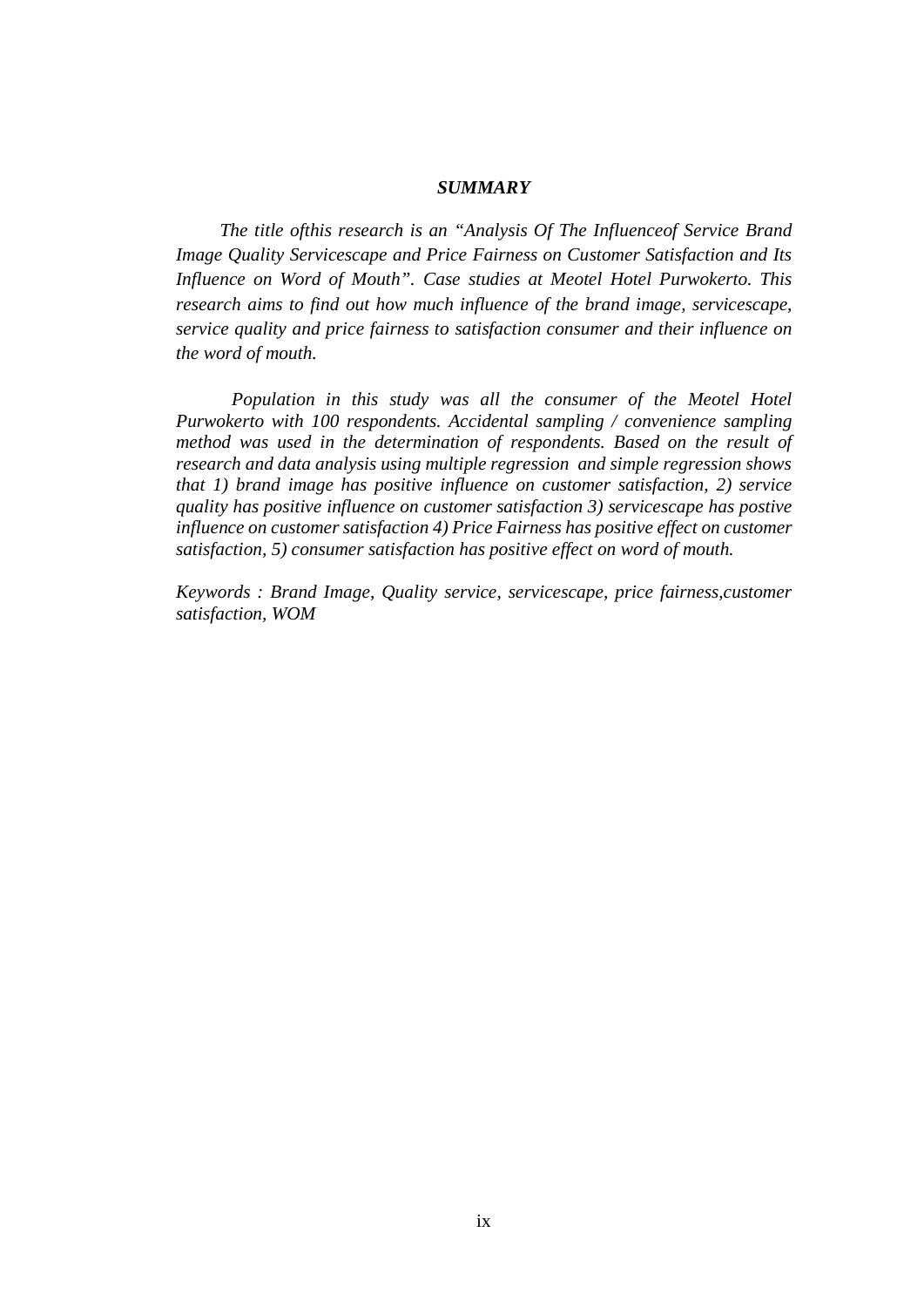## ***SUMMARY***

*The title ofthis research is an “Analysis Of The Influenceof Service Brand Image Quality Servicescape and Price Fairness on Customer Satisfaction and Its Influence on Word of Mouth”. Case studies at Meotel Hotel Purwokerto. This research aims to find out how much influence of the brand image, servicescape, service quality and price fairness to satisfaction consumer and their influence on the word of mouth.*

*Population in this study was all the consumer of the Meotel Hotel Purwokerto with 100 respondents. Accidental sampling / convenience sampling method was used in the determination of respondents. Based on the result of research and data analysis using multiple regression and simple regression shows that 1) brand image has positive influence on customer satisfaction, 2) service quality has positive influence on customer satisfaction 3) servicescape has postive influence on customer satisfaction 4) Price Fairness has positive effect on customer satisfaction, 5) consumer satisfaction has positive effect on word of mouth.*

*Keywords : Brand Image, Quality service, servicescape, price fairness,customer satisfaction, WOM*